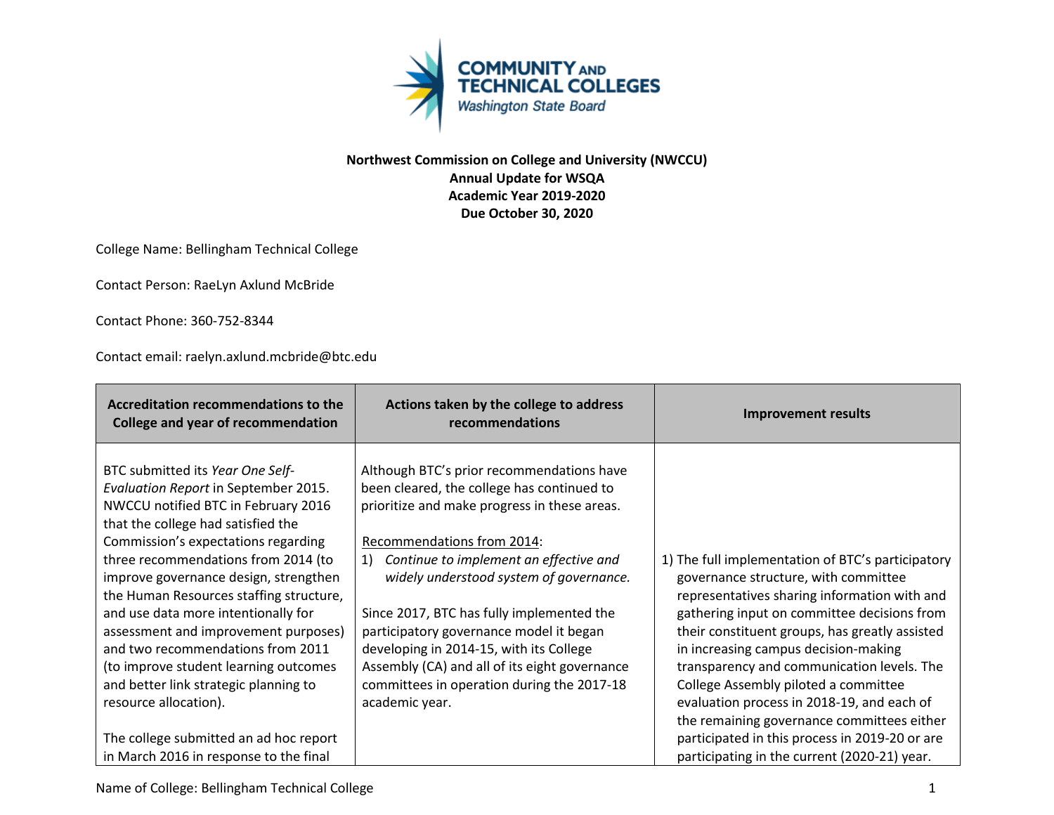**Northwest Commission on College and University (NWCCU)**
**Annual Update for WSQA**
**Academic Year 2019-2020**
**Due October 30, 2020**

College Name: Bellingham Technical College

Contact Person: RaeLyn Axlund McBride

Contact Phone: 360-752-8344

Contact email: raelyn.axlund.mcbride@btc.edu

| Accreditation recommendations to the College and year of recommendation | Actions taken by the college to address recommendations | Improvement results |
| --- | --- | --- |
| BTC submitted its *Year One Self-Evaluation Report* in September 2015. NWCCU notified BTC in February 2016 that the college had satisfied the Commission's expectations regarding three recommendations from 2014 (to improve governance design, strengthen the Human Resources staffing structure, and use data more intentionally for assessment and improvement purposes) and two recommendations from 2011 (to improve student learning outcomes and better link strategic planning to resource allocation).<br><br>The college submitted an ad hoc report in March 2016 in response to the final | Although BTC's prior recommendations have been cleared, the college has continued to prioritize and make progress in these areas.<br><br>Recommendations from 2014:<br>1) *Continue to implement an effective and widely understood system of governance.*<br><br>Since 2017, BTC has fully implemented the participatory governance model it began developing in 2014-15, with its College Assembly (CA) and all of its eight governance committees in operation during the 2017-18 academic year. | 1) The full implementation of BTC's participatory governance structure, with committee representatives sharing information with and gathering input on committee decisions from their constituent groups, has greatly assisted in increasing campus decision-making transparency and communication levels. The College Assembly piloted a committee evaluation process in 2018-19, and each of the remaining governance committees either participated in this process in 2019-20 or are participating in the current (2020-21) year. |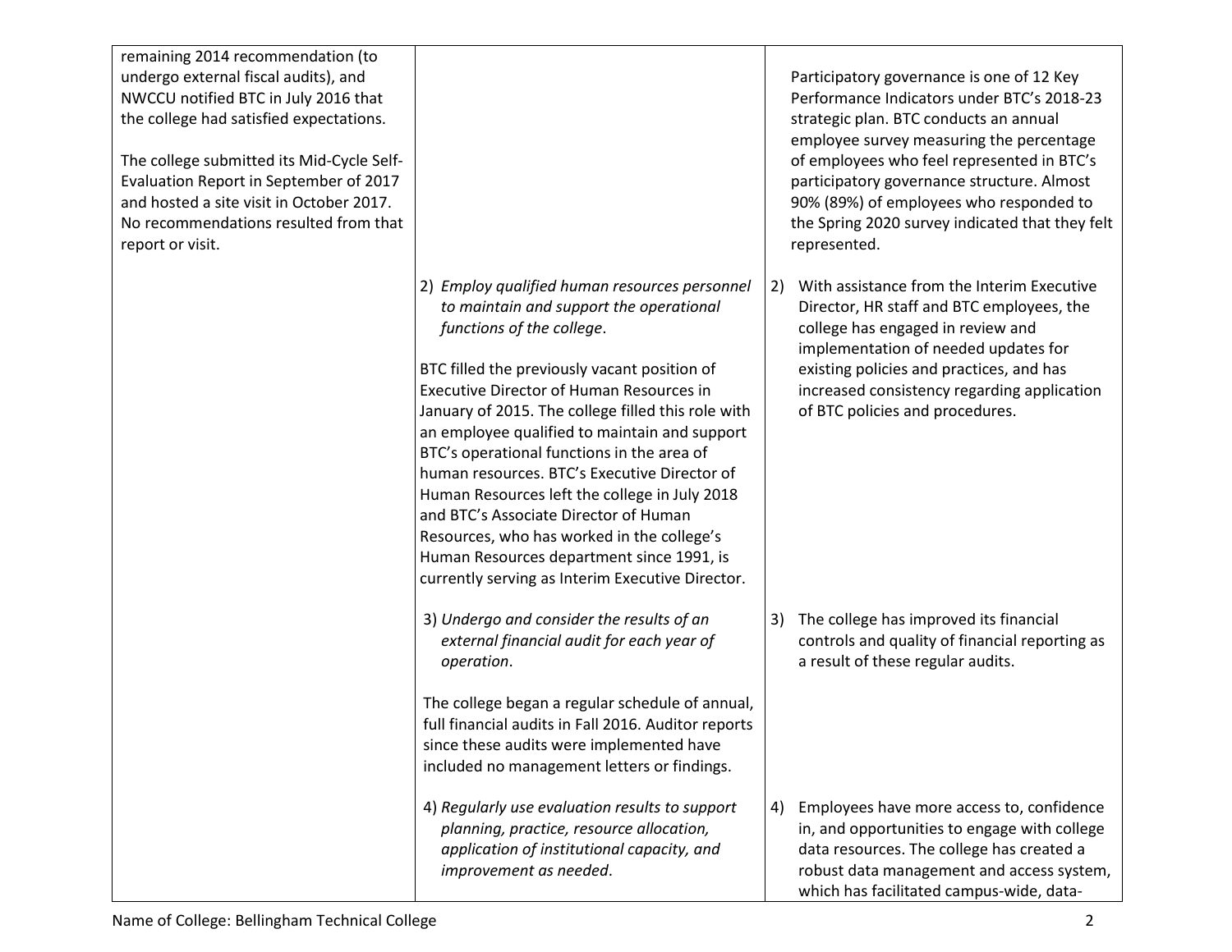| | | |
|---|---|---|
| remaining 2014 recommendation (to undergo external fiscal audits), and NWCCU notified BTC in July 2016 that the college had satisfied expectations.<br><br>The college submitted its Mid-Cycle Self-Evaluation Report in September of 2017 and hosted a site visit in October 2017. No recommendations resulted from that report or visit. | | Participatory governance is one of 12 Key Performance Indicators under BTC's 2018-23 strategic plan. BTC conducts an annual employee survey measuring the percentage of employees who feel represented in BTC's participatory governance structure. Almost 90% (89%) of employees who responded to the Spring 2020 survey indicated that they felt represented. |
| | 2) *Employ qualified human resources personnel to maintain and support the operational functions of the college*.<br><br>BTC filled the previously vacant position of Executive Director of Human Resources in January of 2015. The college filled this role with an employee qualified to maintain and support BTC's operational functions in the area of human resources. BTC's Executive Director of Human Resources left the college in July 2018 and BTC's Associate Director of Human Resources, who has worked in the college's Human Resources department since 1991, is currently serving as Interim Executive Director. | 2) With assistance from the Interim Executive Director, HR staff and BTC employees, the college has engaged in review and implementation of needed updates for existing policies and practices, and has increased consistency regarding application of BTC policies and procedures. |
| | 3) *Undergo and consider the results of an external financial audit for each year of operation*.<br><br>The college began a regular schedule of annual, full financial audits in Fall 2016. Auditor reports since these audits were implemented have included no management letters or findings. | 3) The college has improved its financial controls and quality of financial reporting as a result of these regular audits. |
| | 4) *Regularly use evaluation results to support planning, practice, resource allocation, application of institutional capacity, and improvement as needed*. | 4) Employees have more access to, confidence in, and opportunities to engage with college data resources. The college has created a robust data management and access system, which has facilitated campus-wide, data- |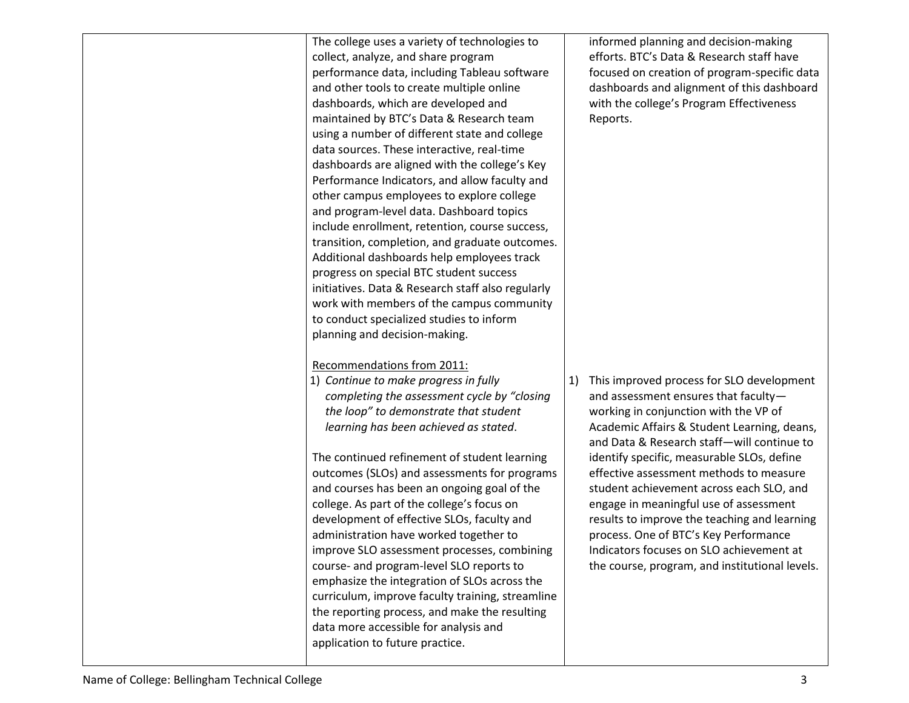| | | |
|---|---|---|
| | The college uses a variety of technologies to collect, analyze, and share program performance data, including Tableau software and other tools to create multiple online dashboards, which are developed and maintained by BTC's Data & Research team using a number of different state and college data sources. These interactive, real-time dashboards are aligned with the college's Key Performance Indicators, and allow faculty and other campus employees to explore college and program-level data. Dashboard topics include enrollment, retention, course success, transition, completion, and graduate outcomes. Additional dashboards help employees track progress on special BTC student success initiatives. Data & Research staff also regularly work with members of the campus community to conduct specialized studies to inform planning and decision-making. | informed planning and decision-making efforts. BTC's Data & Research staff have focused on creation of program-specific data dashboards and alignment of this dashboard with the college's Program Effectiveness Reports. |
| | Recommendations from 2011:<br>1) *Continue to make progress in fully completing the assessment cycle by "closing the loop" to demonstrate that student learning has been achieved as stated*.<br><br>The continued refinement of student learning outcomes (SLOs) and assessments for programs and courses has been an ongoing goal of the college. As part of the college's focus on development of effective SLOs, faculty and administration have worked together to improve SLO assessment processes, combining course- and program-level SLO reports to emphasize the integration of SLOs across the curriculum, improve faculty training, streamline the reporting process, and make the resulting data more accessible for analysis and application to future practice. | 1) This improved process for SLO development and assessment ensures that faculty—working in conjunction with the VP of Academic Affairs & Student Learning, deans, and Data & Research staff—will continue to identify specific, measurable SLOs, define effective assessment methods to measure student achievement across each SLO, and engage in meaningful use of assessment results to improve the teaching and learning process. One of BTC's Key Performance Indicators focuses on SLO achievement at the course, program, and institutional levels. |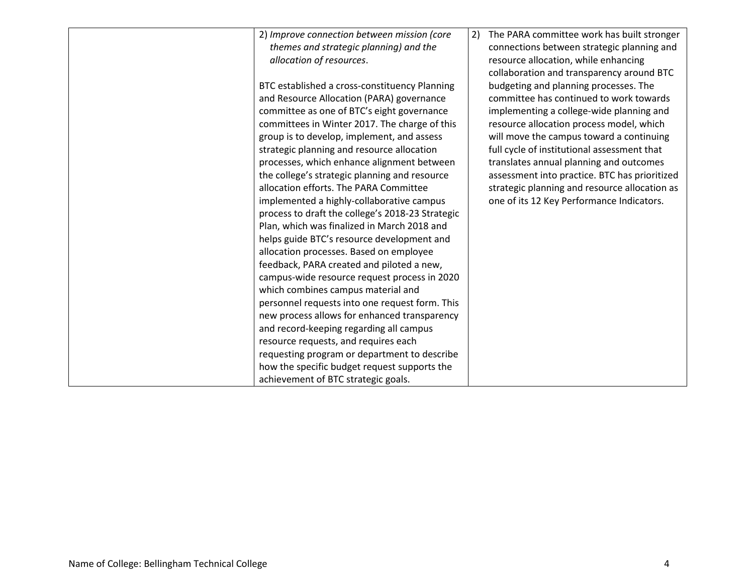| | | |
|---|---|---|
| | 2) *Improve connection between mission (core themes and strategic planning) and the allocation of resources*.<br><br>BTC established a cross-constituency Planning and Resource Allocation (PARA) governance committee as one of BTC's eight governance committees in Winter 2017. The charge of this group is to develop, implement, and assess strategic planning and resource allocation processes, which enhance alignment between the college's strategic planning and resource allocation efforts. The PARA Committee implemented a highly-collaborative campus process to draft the college's 2018-23 Strategic Plan, which was finalized in March 2018 and helps guide BTC's resource development and allocation processes. Based on employee feedback, PARA created and piloted a new, campus-wide resource request process in 2020 which combines campus material and personnel requests into one request form. This new process allows for enhanced transparency and record-keeping regarding all campus resource requests, and requires each requesting program or department to describe how the specific budget request supports the achievement of BTC strategic goals. | 2) The PARA committee work has built stronger connections between strategic planning and resource allocation, while enhancing collaboration and transparency around BTC budgeting and planning processes. The committee has continued to work towards implementing a college-wide planning and resource allocation process model, which will move the campus toward a continuing full cycle of institutional assessment that translates annual planning and outcomes assessment into practice. BTC has prioritized strategic planning and resource allocation as one of its 12 Key Performance Indicators. |

Name of College: Bellingham Technical College